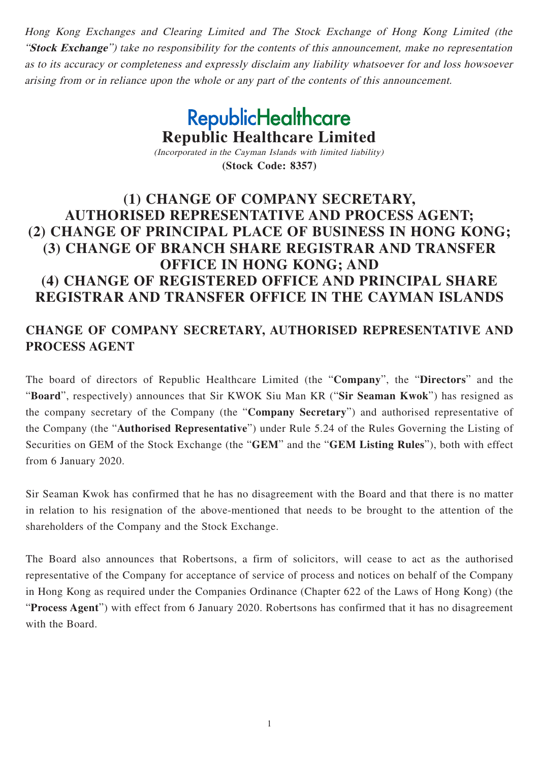*Hong Kong Exchanges and Clearing Limited and The Stock Exchange of Hong Kong Limited (the "**Stock Exchange**") take no responsibility for the contents of this announcement, make no representation as to its accuracy or completeness and expressly disclaim any liability whatsoever for and loss howsoever arising from or in reliance upon the whole or any part of the contents of this announcement.*

RepublicHealthcare

# Republic Healthcare Limited

*(Incorporated in the Cayman Islands with limited liability)*

**(Stock Code: 8357)**

# (1) CHANGE OF COMPANY SECRETARY, AUTHORISED REPRESENTATIVE AND PROCESS AGENT; (2) CHANGE OF PRINCIPAL PLACE OF BUSINESS IN HONG KONG; (3) CHANGE OF BRANCH SHARE REGISTRAR AND TRANSFER OFFICE IN HONG KONG; AND (4) CHANGE OF REGISTERED OFFICE AND PRINCIPAL SHARE REGISTRAR AND TRANSFER OFFICE IN THE CAYMAN ISLANDS

## CHANGE OF COMPANY SECRETARY, AUTHORISED REPRESENTATIVE AND PROCESS AGENT

The board of directors of Republic Healthcare Limited (the "**Company**", the "**Directors**" and the "**Board**", respectively) announces that Sir KWOK Siu Man KR ("**Sir Seaman Kwok**") has resigned as the company secretary of the Company (the "**Company Secretary**") and authorised representative of the Company (the "**Authorised Representative**") under Rule 5.24 of the Rules Governing the Listing of Securities on GEM of the Stock Exchange (the "**GEM**" and the "**GEM Listing Rules**"), both with effect from 6 January 2020.

Sir Seaman Kwok has confirmed that he has no disagreement with the Board and that there is no matter in relation to his resignation of the above-mentioned that needs to be brought to the attention of the shareholders of the Company and the Stock Exchange.

The Board also announces that Robertsons, a firm of solicitors, will cease to act as the authorised representative of the Company for acceptance of service of process and notices on behalf of the Company in Hong Kong as required under the Companies Ordinance (Chapter 622 of the Laws of Hong Kong) (the "**Process Agent**") with effect from 6 January 2020. Robertsons has confirmed that it has no disagreement with the Board.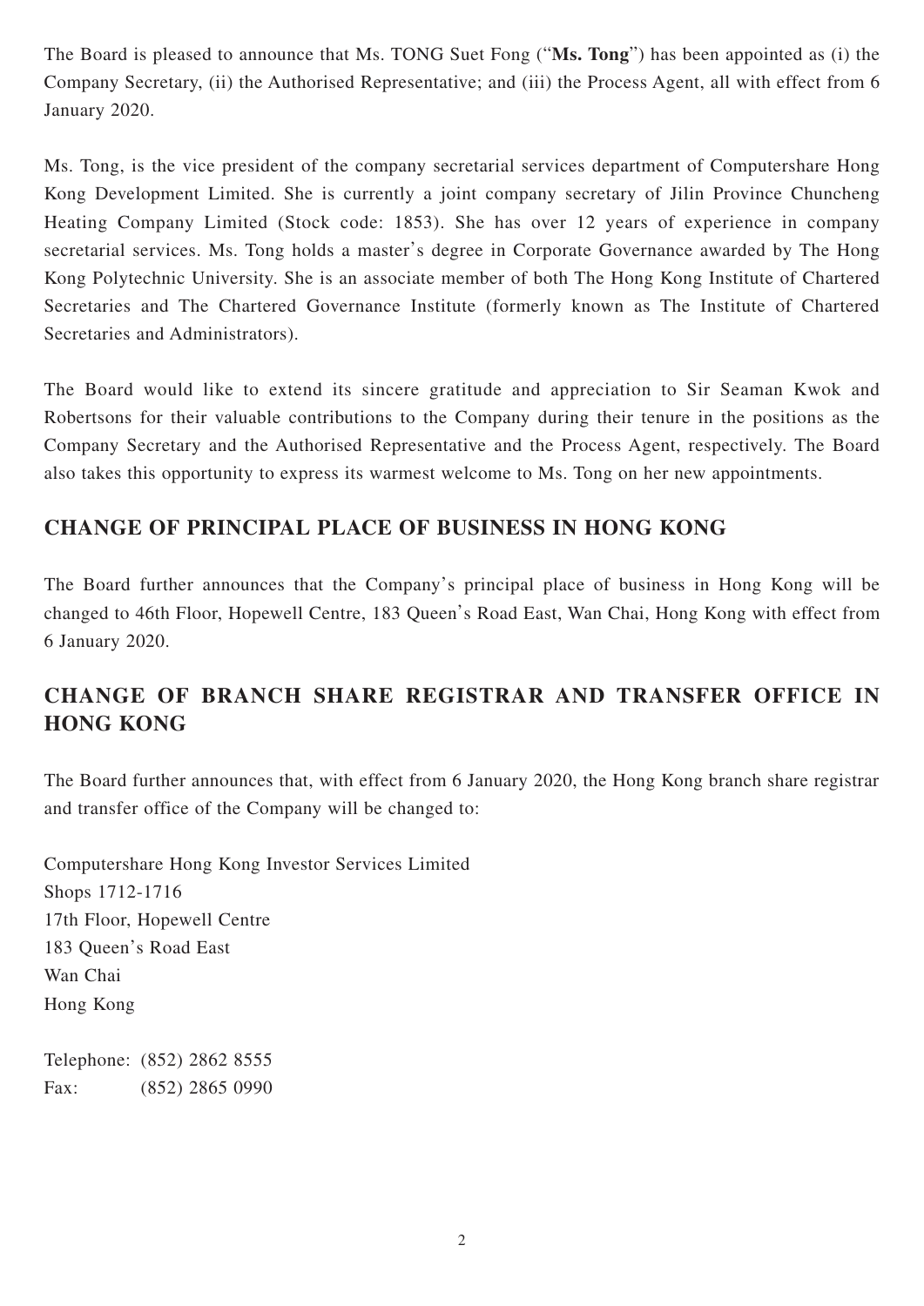The Board is pleased to announce that Ms. TONG Suet Fong ("**Ms. Tong**") has been appointed as (i) the Company Secretary, (ii) the Authorised Representative; and (iii) the Process Agent, all with effect from 6 January 2020.

Ms. Tong, is the vice president of the company secretarial services department of Computershare Hong Kong Development Limited. She is currently a joint company secretary of Jilin Province Chuncheng Heating Company Limited (Stock code: 1853). She has over 12 years of experience in company secretarial services. Ms. Tong holds a master's degree in Corporate Governance awarded by The Hong Kong Polytechnic University. She is an associate member of both The Hong Kong Institute of Chartered Secretaries and The Chartered Governance Institute (formerly known as The Institute of Chartered Secretaries and Administrators).

The Board would like to extend its sincere gratitude and appreciation to Sir Seaman Kwok and Robertsons for their valuable contributions to the Company during their tenure in the positions as the Company Secretary and the Authorised Representative and the Process Agent, respectively. The Board also takes this opportunity to express its warmest welcome to Ms. Tong on her new appointments.

## CHANGE OF PRINCIPAL PLACE OF BUSINESS IN HONG KONG

The Board further announces that the Company's principal place of business in Hong Kong will be changed to 46th Floor, Hopewell Centre, 183 Queen's Road East, Wan Chai, Hong Kong with effect from 6 January 2020.

## CHANGE OF BRANCH SHARE REGISTRAR AND TRANSFER OFFICE IN HONG KONG

The Board further announces that, with effect from 6 January 2020, the Hong Kong branch share registrar and transfer office of the Company will be changed to:

Computershare Hong Kong Investor Services Limited
Shops 1712-1716
17th Floor, Hopewell Centre
183 Queen's Road East
Wan Chai
Hong Kong

Telephone: (852) 2862 8555
Fax: (852) 2865 0990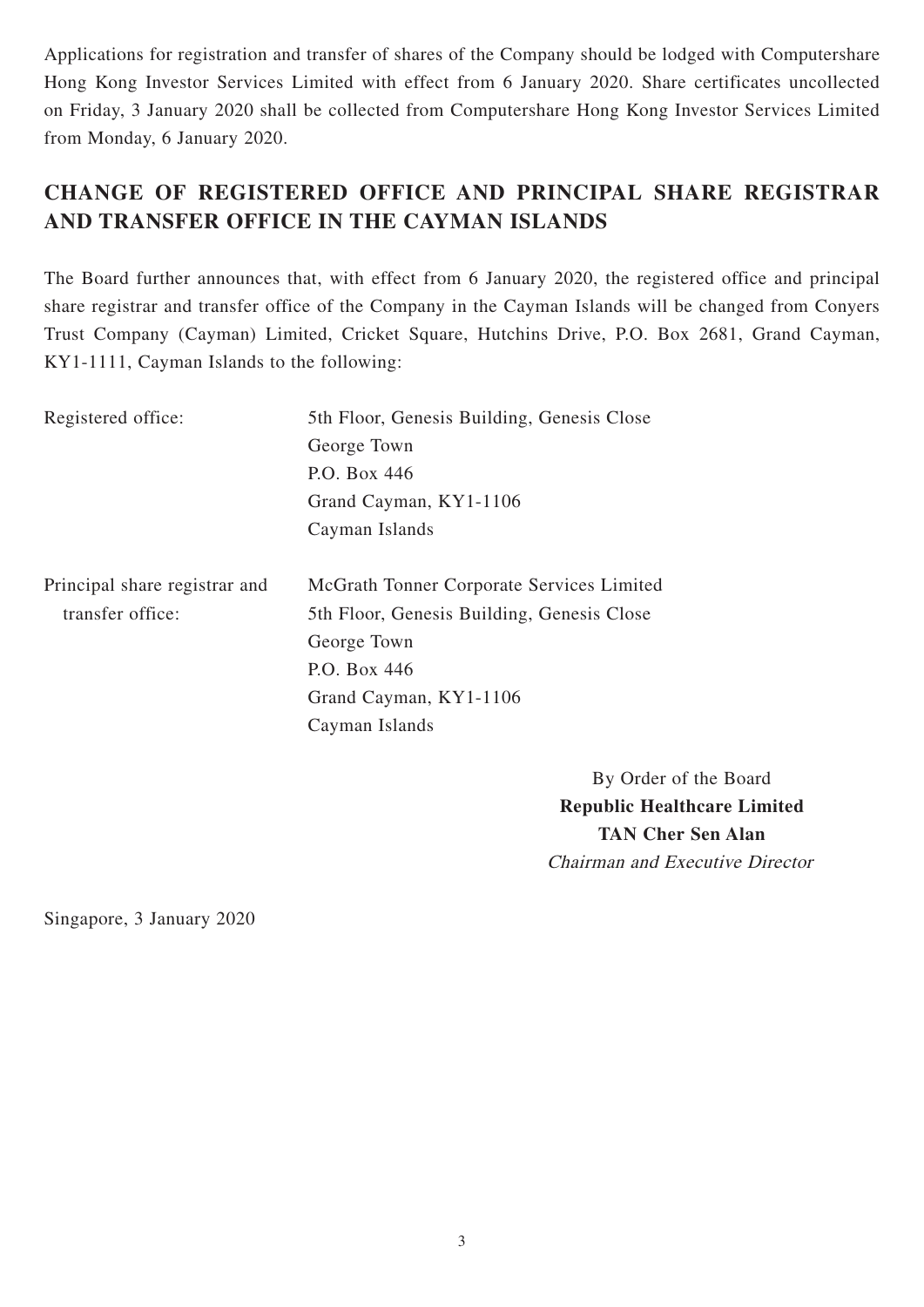Applications for registration and transfer of shares of the Company should be lodged with Computershare Hong Kong Investor Services Limited with effect from 6 January 2020. Share certificates uncollected on Friday, 3 January 2020 shall be collected from Computershare Hong Kong Investor Services Limited from Monday, 6 January 2020.

## CHANGE OF REGISTERED OFFICE AND PRINCIPAL SHARE REGISTRAR AND TRANSFER OFFICE IN THE CAYMAN ISLANDS

The Board further announces that, with effect from 6 January 2020, the registered office and principal share registrar and transfer office of the Company in the Cayman Islands will be changed from Conyers Trust Company (Cayman) Limited, Cricket Square, Hutchins Drive, P.O. Box 2681, Grand Cayman, KY1-1111, Cayman Islands to the following:

| | |
|---|---|
| Registered office: | 5th Floor, Genesis Building, Genesis Close<br>George Town<br>P.O. Box 446<br>Grand Cayman, KY1-1106<br>Cayman Islands |
| Principal share registrar and transfer office: | McGrath Tonner Corporate Services Limited<br>5th Floor, Genesis Building, Genesis Close<br>George Town<br>P.O. Box 446<br>Grand Cayman, KY1-1106<br>Cayman Islands |

By Order of the Board
**Republic Healthcare Limited**
**TAN Cher Sen Alan**
*Chairman and Executive Director*

Singapore, 3 January 2020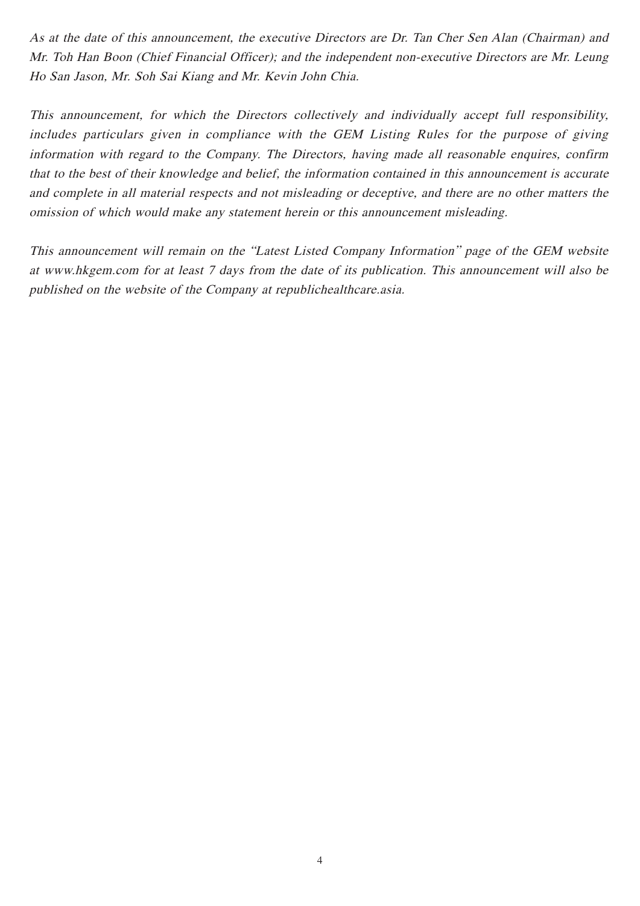*As at the date of this announcement, the executive Directors are Dr. Tan Cher Sen Alan (Chairman) and Mr. Toh Han Boon (Chief Financial Officer); and the independent non-executive Directors are Mr. Leung Ho San Jason, Mr. Soh Sai Kiang and Mr. Kevin John Chia.*

*This announcement, for which the Directors collectively and individually accept full responsibility, includes particulars given in compliance with the GEM Listing Rules for the purpose of giving information with regard to the Company. The Directors, having made all reasonable enquires, confirm that to the best of their knowledge and belief, the information contained in this announcement is accurate and complete in all material respects and not misleading or deceptive, and there are no other matters the omission of which would make any statement herein or this announcement misleading.*

*This announcement will remain on the "Latest Listed Company Information" page of the GEM website at www.hkgem.com for at least 7 days from the date of its publication. This announcement will also be published on the website of the Company at republichealthcare.asia.*